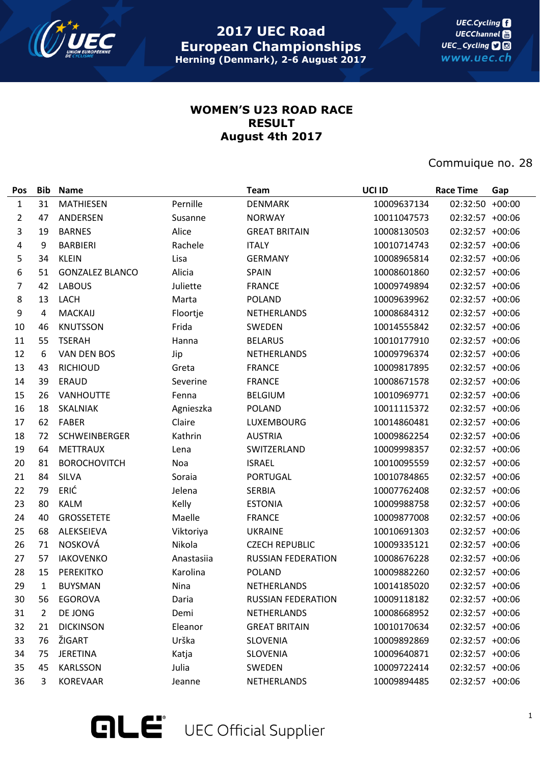# 2017 UEC Road European Championships

Herning (Denmark), 2-6 August 2017

UEC.Cycling
UECChannel
UEC_Cycling
www.uec.ch

## WOMEN'S U23 ROAD RACE
## RESULT
## August 4th 2017

Commuique no. 28

| Pos | Bib | Name | | Team | UCI ID | Race Time | Gap |
|---|---|---|---|---|---|---|---|
| 1 | 31 | MATHIESEN | Pernille | DENMARK | 10009637134 | 02:32:50 | +00:00 |
| 2 | 47 | ANDERSEN | Susanne | NORWAY | 10011047573 | 02:32:57 | +00:06 |
| 3 | 19 | BARNES | Alice | GREAT BRITAIN | 10008130503 | 02:32:57 | +00:06 |
| 4 | 9 | BARBIERI | Rachele | ITALY | 10010714743 | 02:32:57 | +00:06 |
| 5 | 34 | KLEIN | Lisa | GERMANY | 10008965814 | 02:32:57 | +00:06 |
| 6 | 51 | GONZALEZ BLANCO | Alicia | SPAIN | 10008601860 | 02:32:57 | +00:06 |
| 7 | 42 | LABOUS | Juliette | FRANCE | 10009749894 | 02:32:57 | +00:06 |
| 8 | 13 | LACH | Marta | POLAND | 10009639962 | 02:32:57 | +00:06 |
| 9 | 4 | MACKAIJ | Floortje | NETHERLANDS | 10008684312 | 02:32:57 | +00:06 |
| 10 | 46 | KNUTSSON | Frida | SWEDEN | 10014555842 | 02:32:57 | +00:06 |
| 11 | 55 | TSERAH | Hanna | BELARUS | 10010177910 | 02:32:57 | +00:06 |
| 12 | 6 | VAN DEN BOS | Jip | NETHERLANDS | 10009796374 | 02:32:57 | +00:06 |
| 13 | 43 | RICHIOUD | Greta | FRANCE | 10009817895 | 02:32:57 | +00:06 |
| 14 | 39 | ERAUD | Severine | FRANCE | 10008671578 | 02:32:57 | +00:06 |
| 15 | 26 | VANHOUTTE | Fenna | BELGIUM | 10010969771 | 02:32:57 | +00:06 |
| 16 | 18 | SKALNIAK | Agnieszka | POLAND | 10011115372 | 02:32:57 | +00:06 |
| 17 | 62 | FABER | Claire | LUXEMBOURG | 10014860481 | 02:32:57 | +00:06 |
| 18 | 72 | SCHWEINBERGER | Kathrin | AUSTRIA | 10009862254 | 02:32:57 | +00:06 |
| 19 | 64 | METTRAUX | Lena | SWITZERLAND | 10009998357 | 02:32:57 | +00:06 |
| 20 | 81 | BOROCHOVITCH | Noa | ISRAEL | 10010095559 | 02:32:57 | +00:06 |
| 21 | 84 | SILVA | Soraia | PORTUGAL | 10010784865 | 02:32:57 | +00:06 |
| 22 | 79 | ERIĆ | Jelena | SERBIA | 10007762408 | 02:32:57 | +00:06 |
| 23 | 80 | KALM | Kelly | ESTONIA | 10009988758 | 02:32:57 | +00:06 |
| 24 | 40 | GROSSETETE | Maelle | FRANCE | 10009877008 | 02:32:57 | +00:06 |
| 25 | 68 | ALEKSEIEVA | Viktoriya | UKRAINE | 10010691303 | 02:32:57 | +00:06 |
| 26 | 71 | NOSKOVÁ | Nikola | CZECH REPUBLIC | 10009335121 | 02:32:57 | +00:06 |
| 27 | 57 | IAKOVENKO | Anastasiia | RUSSIAN FEDERATION | 10008676228 | 02:32:57 | +00:06 |
| 28 | 15 | PEREKITKO | Karolina | POLAND | 10009882260 | 02:32:57 | +00:06 |
| 29 | 1 | BUYSMAN | Nina | NETHERLANDS | 10014185020 | 02:32:57 | +00:06 |
| 30 | 56 | EGOROVA | Daria | RUSSIAN FEDERATION | 10009118182 | 02:32:57 | +00:06 |
| 31 | 2 | DE JONG | Demi | NETHERLANDS | 10008668952 | 02:32:57 | +00:06 |
| 32 | 21 | DICKINSON | Eleanor | GREAT BRITAIN | 10010170634 | 02:32:57 | +00:06 |
| 33 | 76 | ŽIGART | Urška | SLOVENIA | 10009892869 | 02:32:57 | +00:06 |
| 34 | 75 | JERETINA | Katja | SLOVENIA | 10009640871 | 02:32:57 | +00:06 |
| 35 | 45 | KARLSSON | Julia | SWEDEN | 10009722414 | 02:32:57 | +00:06 |
| 36 | 3 | KOREVAAR | Jeanne | NETHERLANDS | 10009894485 | 02:32:57 | +00:06 |

ALE UEC Official Supplier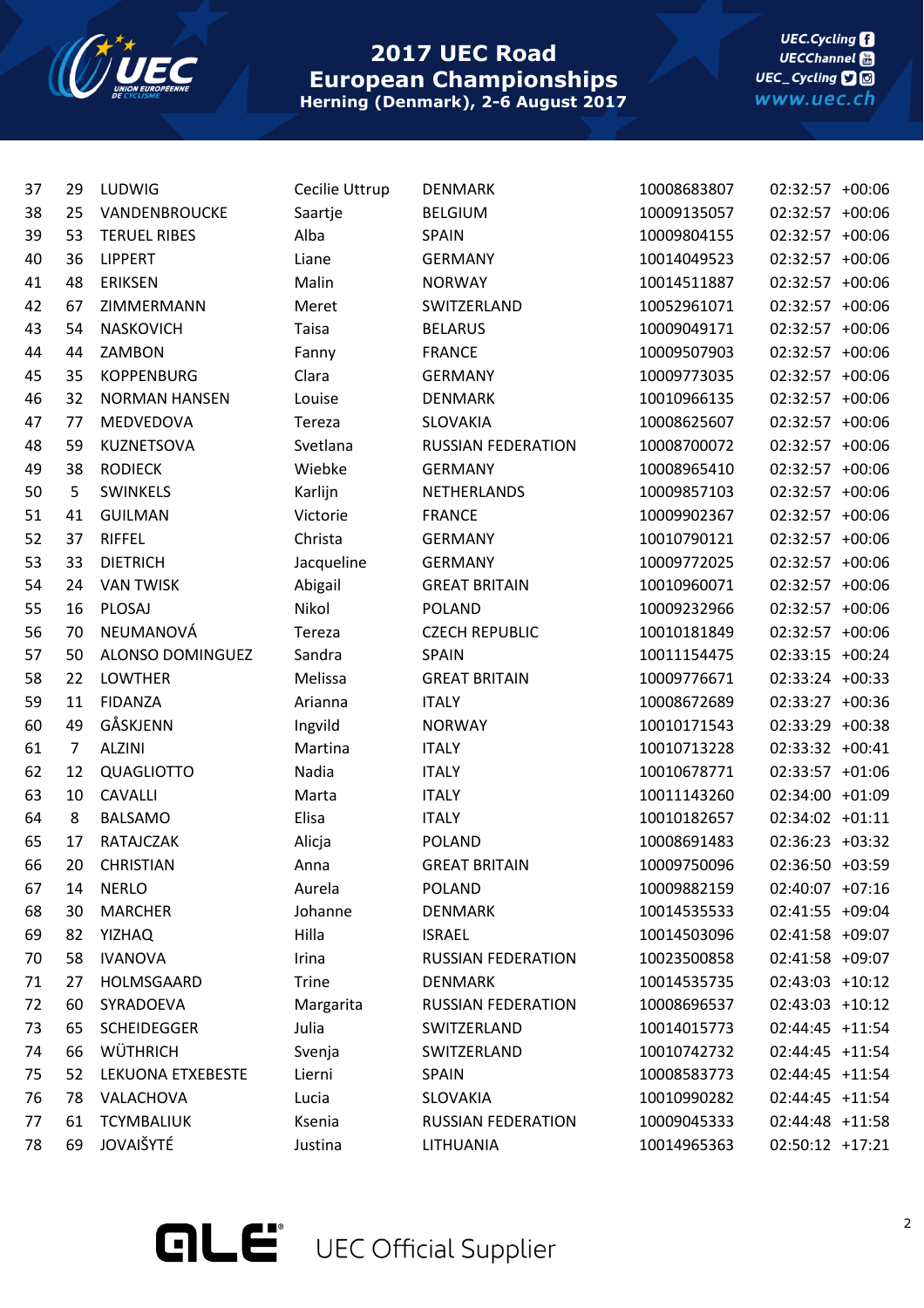| | | | | | | | |
|---|---|---|---|---|---|---|---|
| 37 | 29 | LUDWIG | Cecilie Uttrup | DENMARK | 10008683807 | 02:32:57 | +00:06 |
| 38 | 25 | VANDENBROUCKE | Saartje | BELGIUM | 10009135057 | 02:32:57 | +00:06 |
| 39 | 53 | TERUEL RIBES | Alba | SPAIN | 10009804155 | 02:32:57 | +00:06 |
| 40 | 36 | LIPPERT | Liane | GERMANY | 10014049523 | 02:32:57 | +00:06 |
| 41 | 48 | ERIKSEN | Malin | NORWAY | 10014511887 | 02:32:57 | +00:06 |
| 42 | 67 | ZIMMERMANN | Meret | SWITZERLAND | 10052961071 | 02:32:57 | +00:06 |
| 43 | 54 | NASKOVICH | Taisa | BELARUS | 10009049171 | 02:32:57 | +00:06 |
| 44 | 44 | ZAMBON | Fanny | FRANCE | 10009507903 | 02:32:57 | +00:06 |
| 45 | 35 | KOPPENBURG | Clara | GERMANY | 10009773035 | 02:32:57 | +00:06 |
| 46 | 32 | NORMAN HANSEN | Louise | DENMARK | 10010966135 | 02:32:57 | +00:06 |
| 47 | 77 | MEDVEDOVA | Tereza | SLOVAKIA | 10008625607 | 02:32:57 | +00:06 |
| 48 | 59 | KUZNETSOVA | Svetlana | RUSSIAN FEDERATION | 10008700072 | 02:32:57 | +00:06 |
| 49 | 38 | RODIECK | Wiebke | GERMANY | 10008965410 | 02:32:57 | +00:06 |
| 50 | 5 | SWINKELS | Karlijn | NETHERLANDS | 10009857103 | 02:32:57 | +00:06 |
| 51 | 41 | GUILMAN | Victorie | FRANCE | 10009902367 | 02:32:57 | +00:06 |
| 52 | 37 | RIFFEL | Christa | GERMANY | 10010790121 | 02:32:57 | +00:06 |
| 53 | 33 | DIETRICH | Jacqueline | GERMANY | 10009772025 | 02:32:57 | +00:06 |
| 54 | 24 | VAN TWISK | Abigail | GREAT BRITAIN | 10010960071 | 02:32:57 | +00:06 |
| 55 | 16 | PLOSAJ | Nikol | POLAND | 10009232966 | 02:32:57 | +00:06 |
| 56 | 70 | NEUMANOVÁ | Tereza | CZECH REPUBLIC | 10010181849 | 02:32:57 | +00:06 |
| 57 | 50 | ALONSO DOMINGUEZ | Sandra | SPAIN | 10011154475 | 02:33:15 | +00:24 |
| 58 | 22 | LOWTHER | Melissa | GREAT BRITAIN | 10009776671 | 02:33:24 | +00:33 |
| 59 | 11 | FIDANZA | Arianna | ITALY | 10008672689 | 02:33:27 | +00:36 |
| 60 | 49 | GÅSKJENN | Ingvild | NORWAY | 10010171543 | 02:33:29 | +00:38 |
| 61 | 7 | ALZINI | Martina | ITALY | 10010713228 | 02:33:32 | +00:41 |
| 62 | 12 | QUAGLIOTTO | Nadia | ITALY | 10010678771 | 02:33:57 | +01:06 |
| 63 | 10 | CAVALLI | Marta | ITALY | 10011143260 | 02:34:00 | +01:09 |
| 64 | 8 | BALSAMO | Elisa | ITALY | 10010182657 | 02:34:02 | +01:11 |
| 65 | 17 | RATAJCZAK | Alicja | POLAND | 10008691483 | 02:36:23 | +03:32 |
| 66 | 20 | CHRISTIAN | Anna | GREAT BRITAIN | 10009750096 | 02:36:50 | +03:59 |
| 67 | 14 | NERLO | Aurela | POLAND | 10009882159 | 02:40:07 | +07:16 |
| 68 | 30 | MARCHER | Johanne | DENMARK | 10014535533 | 02:41:55 | +09:04 |
| 69 | 82 | YIZHAQ | Hilla | ISRAEL | 10014503096 | 02:41:58 | +09:07 |
| 70 | 58 | IVANOVA | Irina | RUSSIAN FEDERATION | 10023500858 | 02:41:58 | +09:07 |
| 71 | 27 | HOLMSGAARD | Trine | DENMARK | 10014535735 | 02:43:03 | +10:12 |
| 72 | 60 | SYRADOEVA | Margarita | RUSSIAN FEDERATION | 10008696537 | 02:43:03 | +10:12 |
| 73 | 65 | SCHEIDEGGER | Julia | SWITZERLAND | 10014015773 | 02:44:45 | +11:54 |
| 74 | 66 | WÜTHRICH | Svenja | SWITZERLAND | 10010742732 | 02:44:45 | +11:54 |
| 75 | 52 | LEKUONA ETXEBESTE | Lierni | SPAIN | 10008583773 | 02:44:45 | +11:54 |
| 76 | 78 | VALACHOVA | Lucia | SLOVAKIA | 10010990282 | 02:44:45 | +11:54 |
| 77 | 61 | TCYMBALIUK | Ksenia | RUSSIAN FEDERATION | 10009045333 | 02:44:48 | +11:58 |
| 78 | 69 | JOVAIŠYTĖ | Justina | LITHUANIA | 10014965363 | 02:50:12 | +17:21 |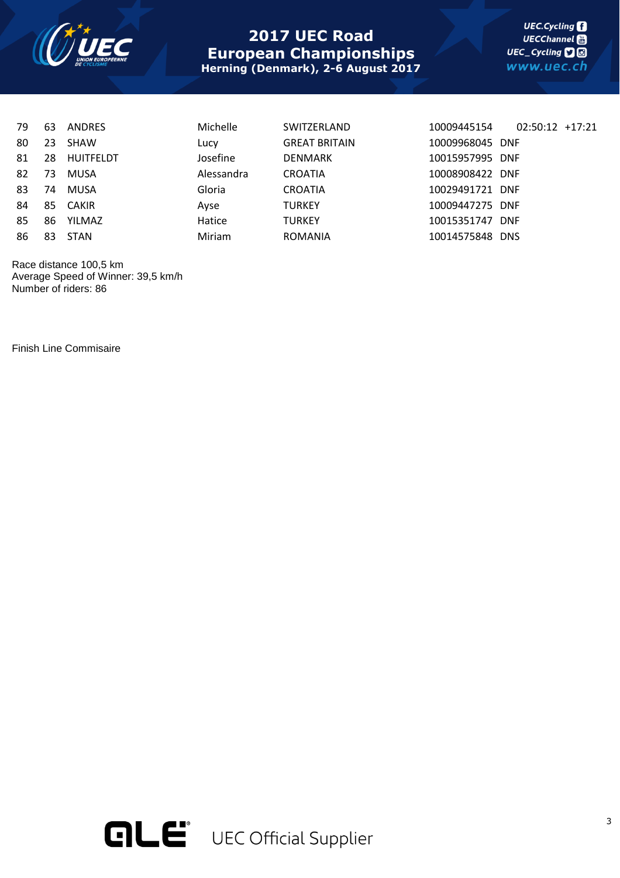| | | | | | | | |
|---|---|---|---|---|---|---|---|
| 79 | 63 | ANDRES | Michelle | SWITZERLAND | 10009445154 | 02:50:12 | +17:21 |
| 80 | 23 | SHAW | Lucy | GREAT BRITAIN | 10009968045 | DNF | |
| 81 | 28 | HUITFELDT | Josefine | DENMARK | 10015957995 | DNF | |
| 82 | 73 | MUSA | Alessandra | CROATIA | 10008908422 | DNF | |
| 83 | 74 | MUSA | Gloria | CROATIA | 10029491721 | DNF | |
| 84 | 85 | CAKIR | Ayse | TURKEY | 10009447275 | DNF | |
| 85 | 86 | YILMAZ | Hatice | TURKEY | 10015351747 | DNF | |
| 86 | 83 | STAN | Miriam | ROMANIA | 10014575848 | DNS | |

Race distance 100,5 km
Average Speed of Winner: 39,5 km/h
Number of riders: 86

Finish Line Commisaire

ALE UEC Official Supplier